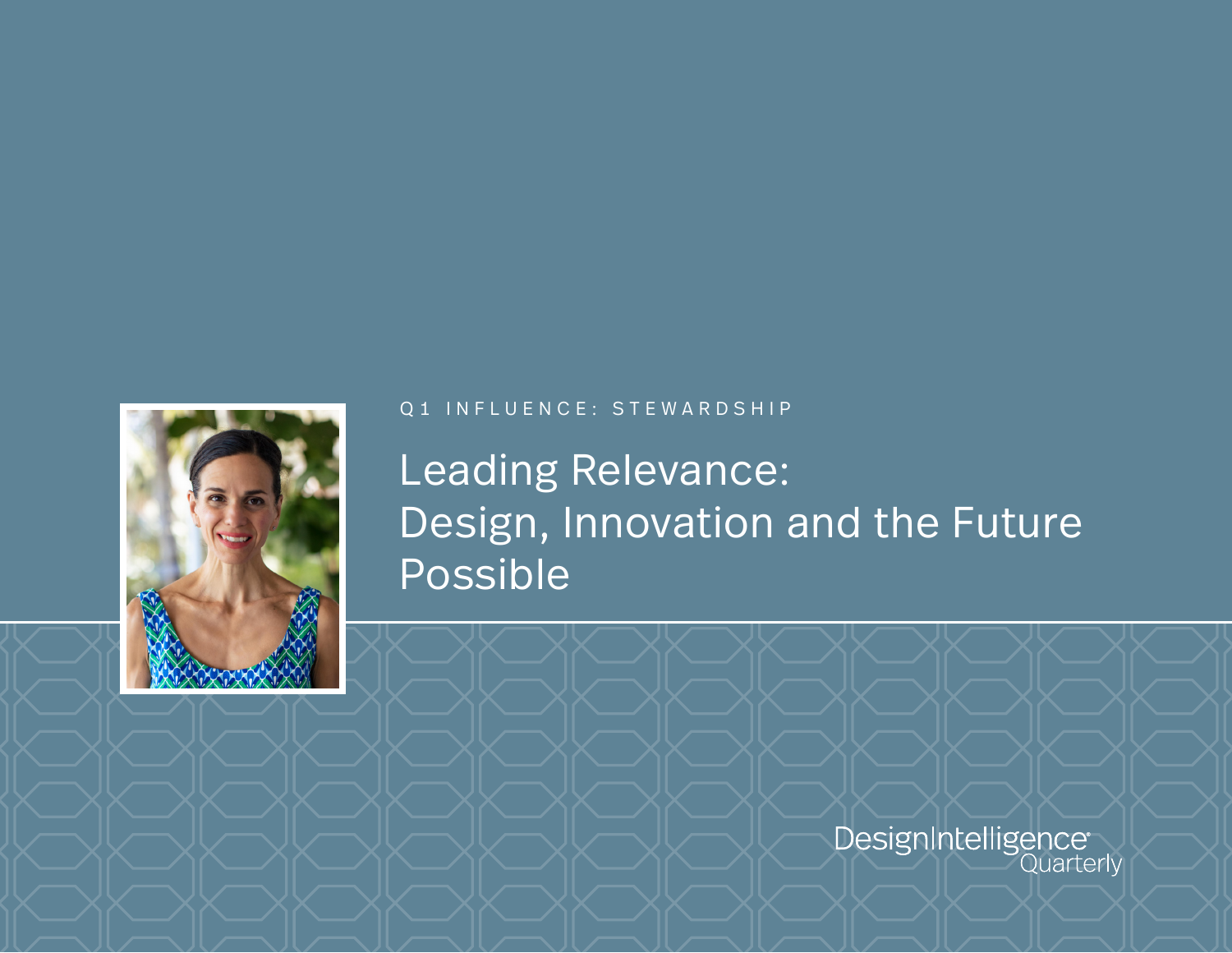Q1 INFLUENCE: STEWARDSHIP

# Leading Relevance: Design, Innovation and the Future Possible

DesignIntelligence Quarterly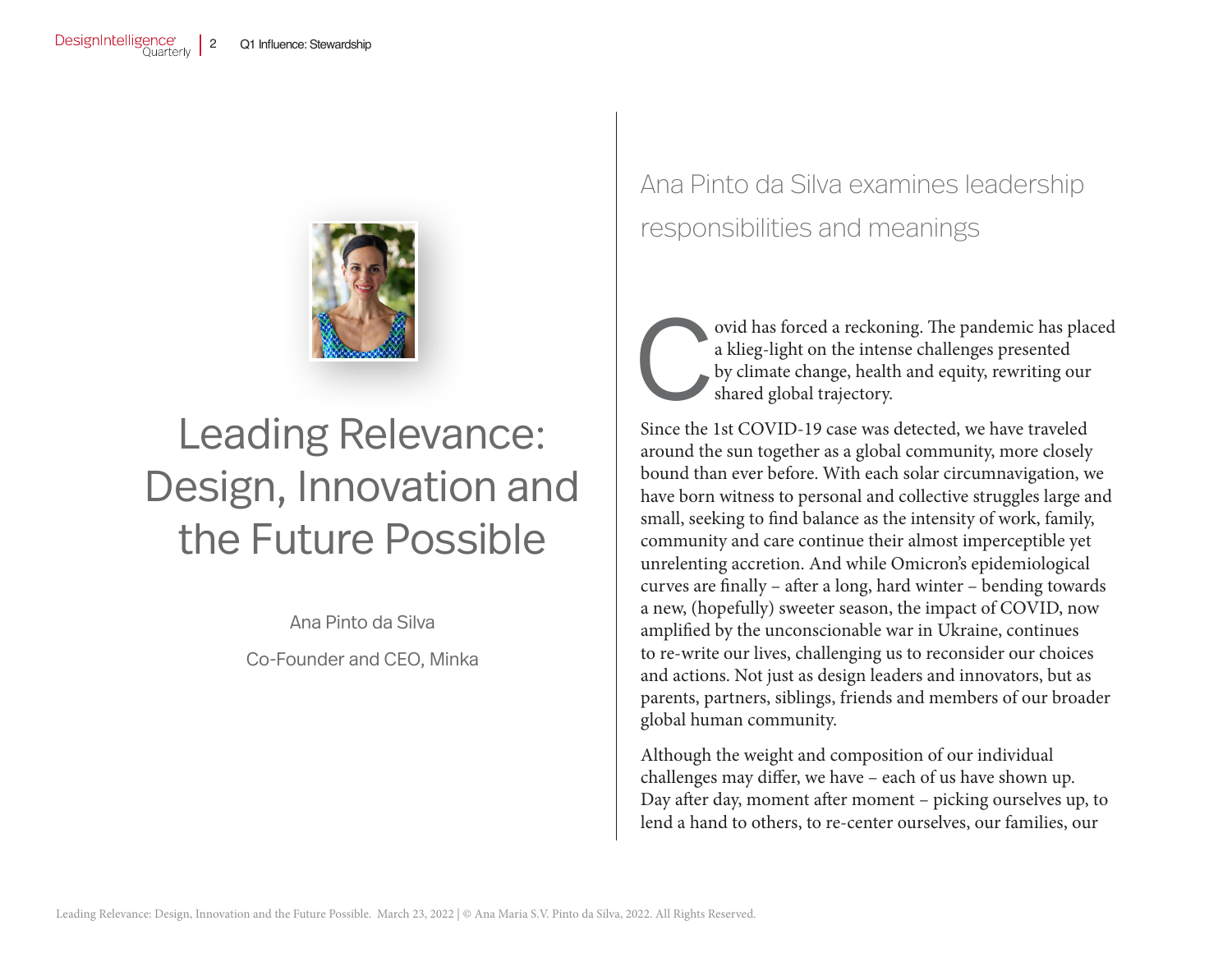# Leading Relevance: Design, Innovation and the Future Possible

Ana Pinto da Silva

Co-Founder and CEO, Minka

## Ana Pinto da Silva examines leadership responsibilities and meanings

Covid has forced a reckoning. The pandemic has placed a klieg-light on the intense challenges presented by climate change, health and equity, rewriting our shared global trajectory.

Since the 1st COVID-19 case was detected, we have traveled around the sun together as a global community, more closely bound than ever before. With each solar circumnavigation, we have born witness to personal and collective struggles large and small, seeking to find balance as the intensity of work, family, community and care continue their almost imperceptible yet unrelenting accretion. And while Omicron's epidemiological curves are finally – after a long, hard winter – bending towards a new, (hopefully) sweeter season, the impact of COVID, now amplified by the unconscionable war in Ukraine, continues to re-write our lives, challenging us to reconsider our choices and actions. Not just as design leaders and innovators, but as parents, partners, siblings, friends and members of our broader global human community.

Although the weight and composition of our individual challenges may differ, we have – each of us have shown up. Day after day, moment after moment – picking ourselves up, to lend a hand to others, to re-center ourselves, our families, our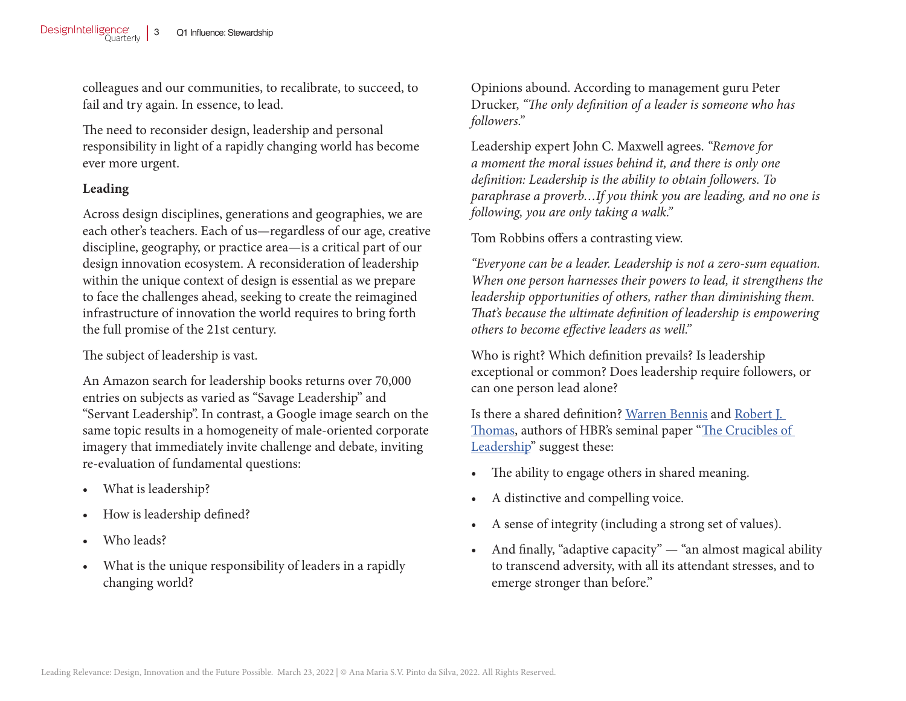colleagues and our communities, to recalibrate, to succeed, to fail and try again. In essence, to lead.

The need to reconsider design, leadership and personal responsibility in light of a rapidly changing world has become ever more urgent.

**Leading**

Across design disciplines, generations and geographies, we are each other's teachers. Each of us—regardless of our age, creative discipline, geography, or practice area—is a critical part of our design innovation ecosystem. A reconsideration of leadership within the unique context of design is essential as we prepare to face the challenges ahead, seeking to create the reimagined infrastructure of innovation the world requires to bring forth the full promise of the 21st century.

The subject of leadership is vast.

An Amazon search for leadership books returns over 70,000 entries on subjects as varied as "Savage Leadership" and "Servant Leadership". In contrast, a Google image search on the same topic results in a homogeneity of male-oriented corporate imagery that immediately invite challenge and debate, inviting re-evaluation of fundamental questions:

- What is leadership?
- How is leadership defined?
- Who leads?
- What is the unique responsibility of leaders in a rapidly changing world?

Opinions abound. According to management guru Peter Drucker, *"The only definition of a leader is someone who has followers."*

Leadership expert John C. Maxwell agrees. *"Remove for a moment the moral issues behind it, and there is only one definition: Leadership is the ability to obtain followers. To paraphrase a proverb…If you think you are leading, and no one is following, you are only taking a walk."*

Tom Robbins offers a contrasting view.

*"Everyone can be a leader. Leadership is not a zero-sum equation. When one person harnesses their powers to lead, it strengthens the leadership opportunities of others, rather than diminishing them. That's because the ultimate definition of leadership is empowering others to become effective leaders as well."*

Who is right? Which definition prevails? Is leadership exceptional or common? Does leadership require followers, or can one person lead alone?

Is there a shared definition? Warren Bennis and Robert J. Thomas, authors of HBR's seminal paper "The Crucibles of Leadership" suggest these:

- The ability to engage others in shared meaning.
- A distinctive and compelling voice.
- A sense of integrity (including a strong set of values).
- And finally, "adaptive capacity" — "an almost magical ability to transcend adversity, with all its attendant stresses, and to emerge stronger than before."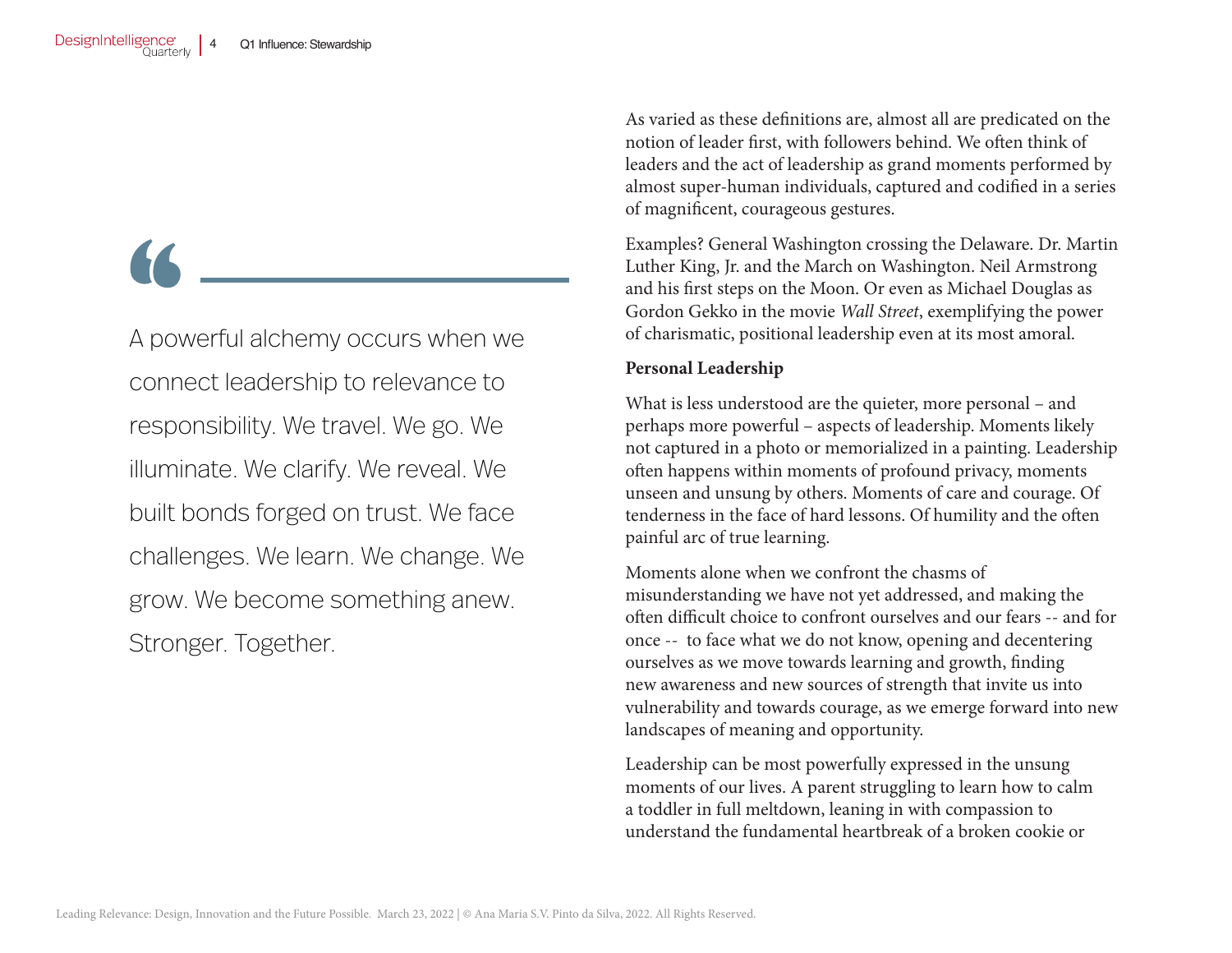> A powerful alchemy occurs when we connect leadership to relevance to responsibility. We travel. We go. We illuminate. We clarify. We reveal. We built bonds forged on trust. We face challenges. We learn. We change. We grow. We become something anew. Stronger. Together.

As varied as these definitions are, almost all are predicated on the notion of leader first, with followers behind. We often think of leaders and the act of leadership as grand moments performed by almost super-human individuals, captured and codified in a series of magnificent, courageous gestures.

Examples? General Washington crossing the Delaware. Dr. Martin Luther King, Jr. and the March on Washington. Neil Armstrong and his first steps on the Moon. Or even as Michael Douglas as Gordon Gekko in the movie *Wall Street*, exemplifying the power of charismatic, positional leadership even at its most amoral.

**Personal Leadership**

What is less understood are the quieter, more personal – and perhaps more powerful – aspects of leadership. Moments likely not captured in a photo or memorialized in a painting. Leadership often happens within moments of profound privacy, moments unseen and unsung by others. Moments of care and courage. Of tenderness in the face of hard lessons. Of humility and the often painful arc of true learning.

Moments alone when we confront the chasms of misunderstanding we have not yet addressed, and making the often difficult choice to confront ourselves and our fears -- and for once -- to face what we do not know, opening and decentering ourselves as we move towards learning and growth, finding new awareness and new sources of strength that invite us into vulnerability and towards courage, as we emerge forward into new landscapes of meaning and opportunity.

Leadership can be most powerfully expressed in the unsung moments of our lives. A parent struggling to learn how to calm a toddler in full meltdown, leaning in with compassion to understand the fundamental heartbreak of a broken cookie or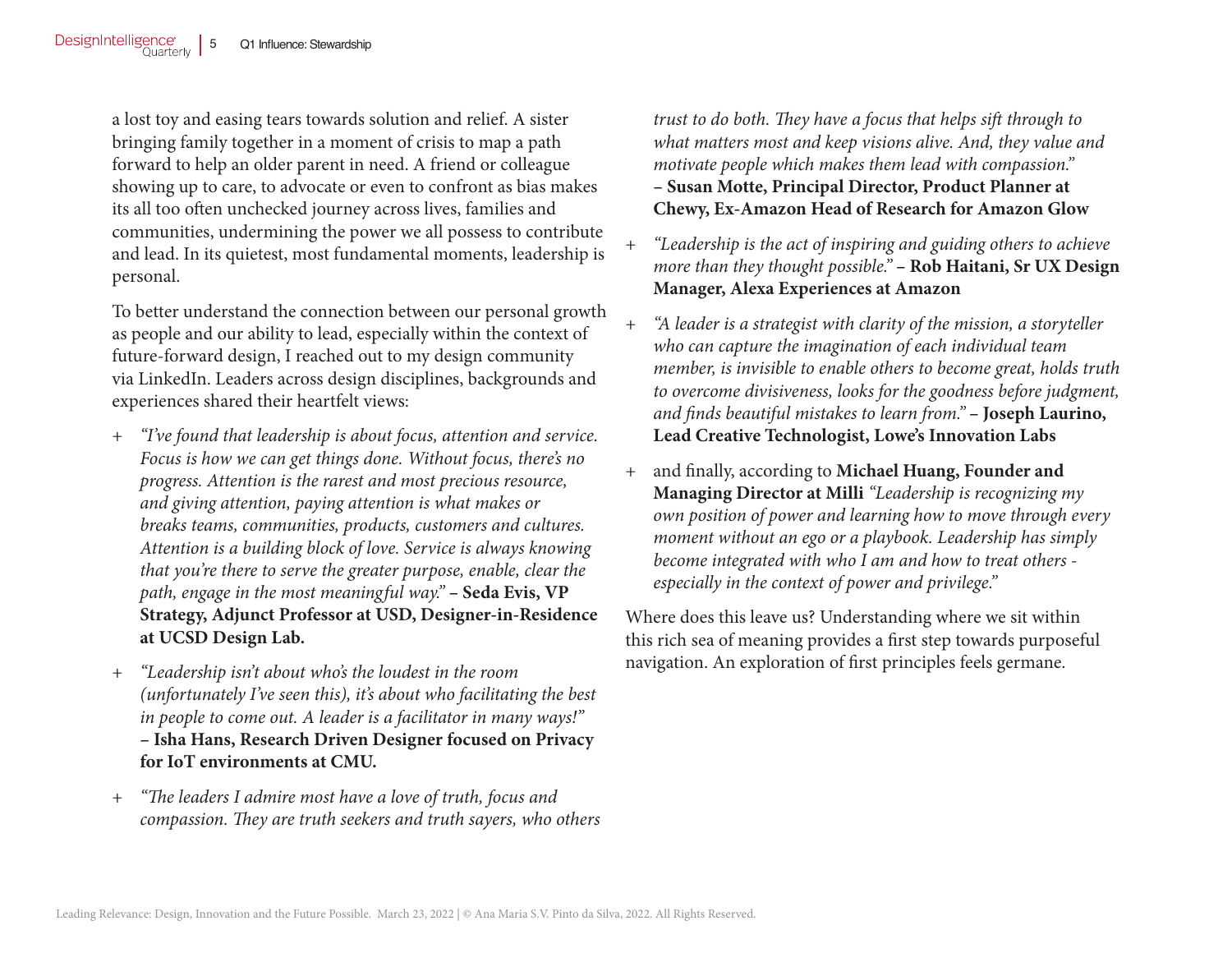a lost toy and easing tears towards solution and relief. A sister bringing family together in a moment of crisis to map a path forward to help an older parent in need. A friend or colleague showing up to care, to advocate or even to confront as bias makes its all too often unchecked journey across lives, families and communities, undermining the power we all possess to contribute and lead. In its quietest, most fundamental moments, leadership is personal.

To better understand the connection between our personal growth as people and our ability to lead, especially within the context of future-forward design, I reached out to my design community via LinkedIn. Leaders across design disciplines, backgrounds and experiences shared their heartfelt views:

+ *"I've found that leadership is about focus, attention and service. Focus is how we can get things done. Without focus, there's no progress. Attention is the rarest and most precious resource, and giving attention, paying attention is what makes or breaks teams, communities, products, customers and cultures. Attention is a building block of love. Service is always knowing that you're there to serve the greater purpose, enable, clear the path, engage in the most meaningful way."* **– Seda Evis, VP Strategy, Adjunct Professor at USD, Designer-in-Residence at UCSD Design Lab.**
+ *"Leadership isn't about who's the loudest in the room (unfortunately I've seen this), it's about who facilitating the best in people to come out. A leader is a facilitator in many ways!"* **– Isha Hans, Research Driven Designer focused on Privacy for IoT environments at CMU.**
+ *"The leaders I admire most have a love of truth, focus and compassion. They are truth seekers and truth sayers, who others trust to do both. They have a focus that helps sift through to what matters most and keep visions alive. And, they value and motivate people which makes them lead with compassion."* **– Susan Motte, Principal Director, Product Planner at Chewy, Ex-Amazon Head of Research for Amazon Glow**
+ *"Leadership is the act of inspiring and guiding others to achieve more than they thought possible."* **– Rob Haitani, Sr UX Design Manager, Alexa Experiences at Amazon**
+ *"A leader is a strategist with clarity of the mission, a storyteller who can capture the imagination of each individual team member, is invisible to enable others to become great, holds truth to overcome divisiveness, looks for the goodness before judgment, and finds beautiful mistakes to learn from."* **– Joseph Laurino, Lead Creative Technologist, Lowe's Innovation Labs**
+ and finally, according to **Michael Huang, Founder and Managing Director at Milli** *"Leadership is recognizing my own position of power and learning how to move through every moment without an ego or a playbook. Leadership has simply become integrated with who I am and how to treat others - especially in the context of power and privilege."*

Where does this leave us? Understanding where we sit within this rich sea of meaning provides a first step towards purposeful navigation. An exploration of first principles feels germane.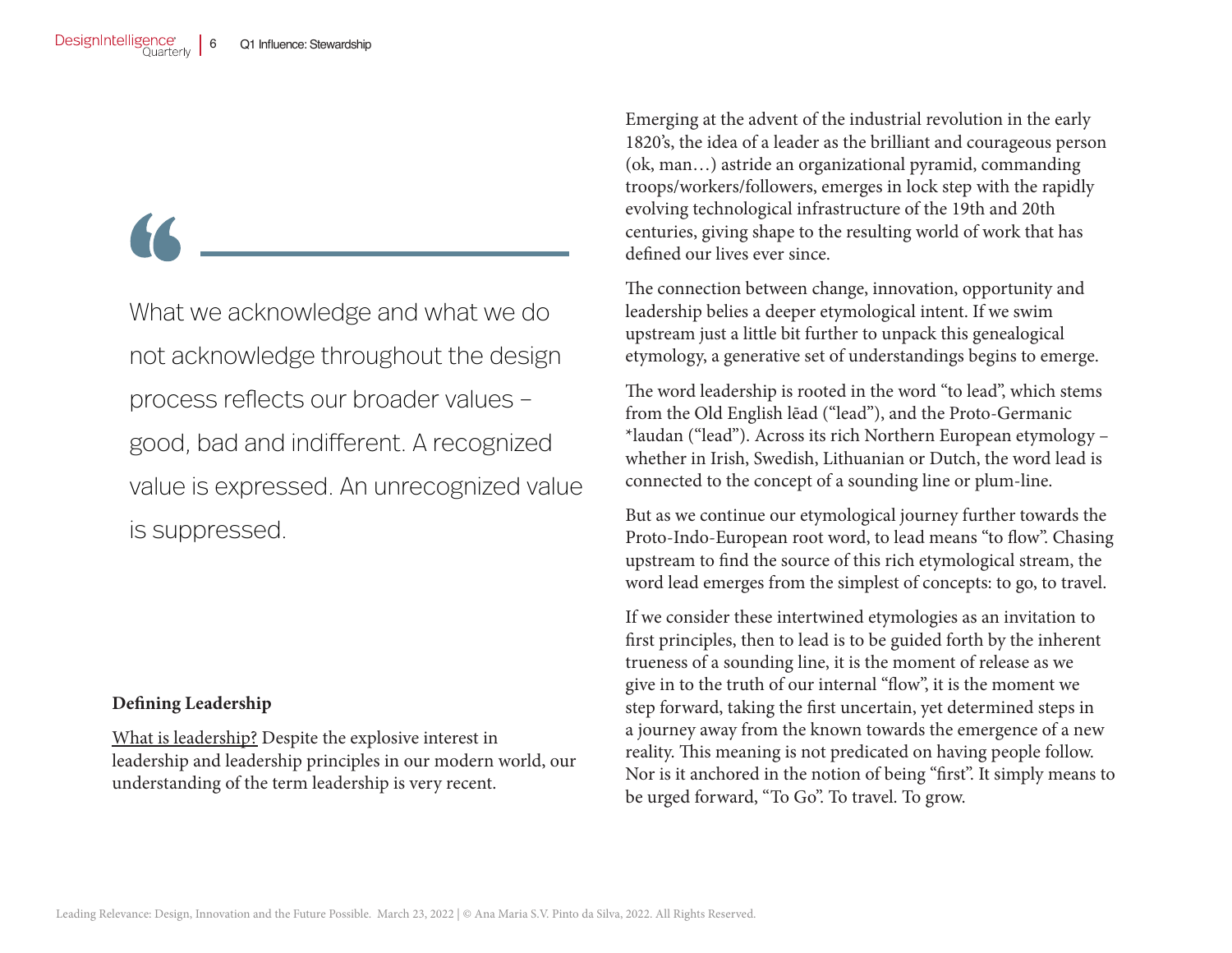> What we acknowledge and what we do not acknowledge throughout the design process reflects our broader values – good, bad and indifferent. A recognized value is expressed. An unrecognized value is suppressed.

**Defining Leadership**

What is leadership? Despite the explosive interest in leadership and leadership principles in our modern world, our understanding of the term leadership is very recent.

Emerging at the advent of the industrial revolution in the early 1820's, the idea of a leader as the brilliant and courageous person (ok, man…) astride an organizational pyramid, commanding troops/workers/followers, emerges in lock step with the rapidly evolving technological infrastructure of the 19th and 20th centuries, giving shape to the resulting world of work that has defined our lives ever since.

The connection between change, innovation, opportunity and leadership belies a deeper etymological intent. If we swim upstream just a little bit further to unpack this genealogical etymology, a generative set of understandings begins to emerge.

The word leadership is rooted in the word "to lead", which stems from the Old English lēad ("lead"), and the Proto-Germanic *laudan ("lead"). Across its rich Northern European etymology – whether in Irish, Swedish, Lithuanian or Dutch, the word lead is connected to the concept of a sounding line or plum-line.

But as we continue our etymological journey further towards the Proto-Indo-European root word, to lead means "to flow". Chasing upstream to find the source of this rich etymological stream, the word lead emerges from the simplest of concepts: to go, to travel.

If we consider these intertwined etymologies as an invitation to first principles, then to lead is to be guided forth by the inherent trueness of a sounding line, it is the moment of release as we give in to the truth of our internal "flow", it is the moment we step forward, taking the first uncertain, yet determined steps in a journey away from the known towards the emergence of a new reality. This meaning is not predicated on having people follow. Nor is it anchored in the notion of being "first". It simply means to be urged forward, "To Go". To travel. To grow.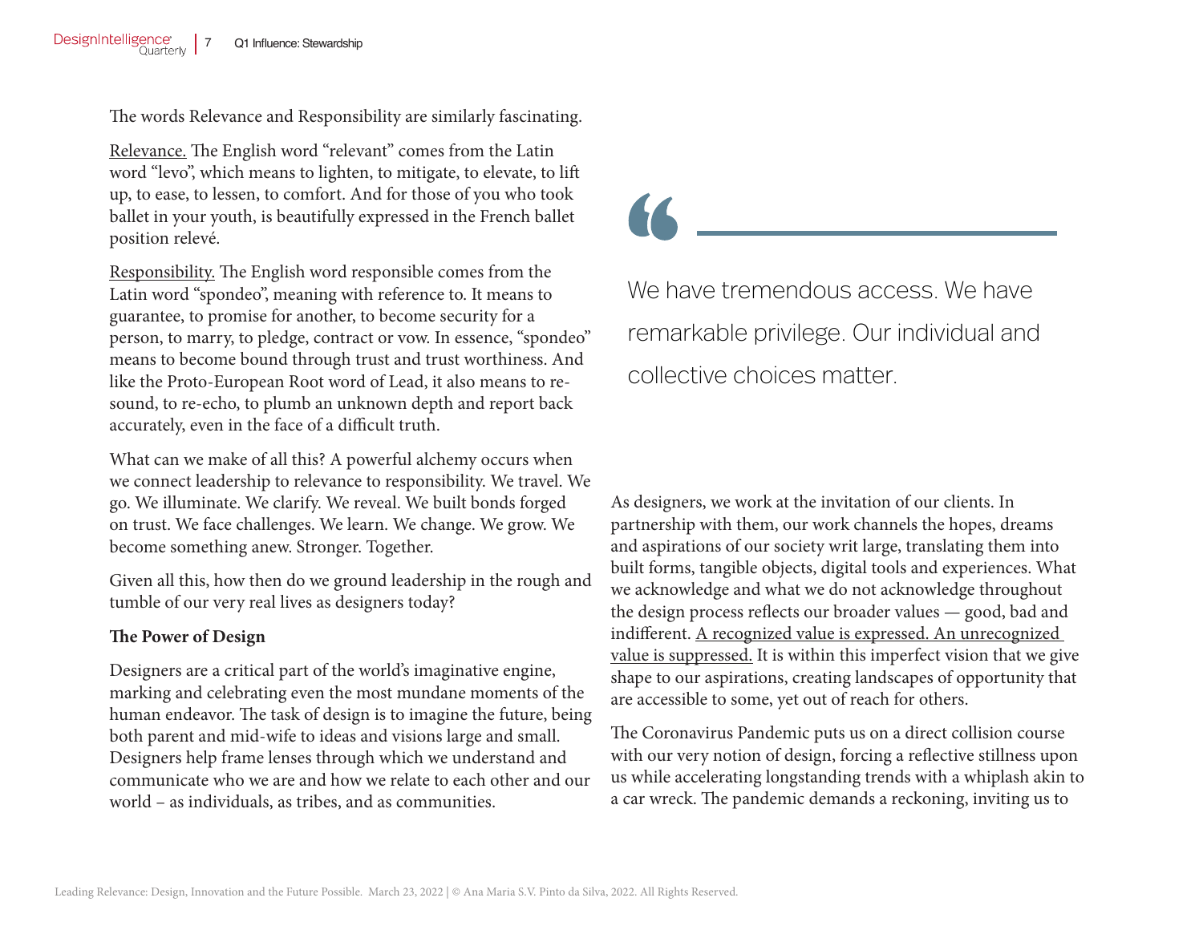The words Relevance and Responsibility are similarly fascinating.

<u>Relevance.</u> The English word "relevant" comes from the Latin word "levo", which means to lighten, to mitigate, to elevate, to lift up, to ease, to lessen, to comfort. And for those of you who took ballet in your youth, is beautifully expressed in the French ballet position relevé.

<u>Responsibility.</u> The English word responsible comes from the Latin word "spondeo", meaning with reference to. It means to guarantee, to promise for another, to become security for a person, to marry, to pledge, contract or vow. In essence, "spondeo" means to become bound through trust and trust worthiness. And like the Proto-European Root word of Lead, it also means to re-sound, to re-echo, to plumb an unknown depth and report back accurately, even in the face of a difficult truth.

What can we make of all this? A powerful alchemy occurs when we connect leadership to relevance to responsibility. We travel. We go. We illuminate. We clarify. We reveal. We built bonds forged on trust. We face challenges. We learn. We change. We grow. We become something anew. Stronger. Together.

Given all this, how then do we ground leadership in the rough and tumble of our very real lives as designers today?

**The Power of Design**

Designers are a critical part of the world's imaginative engine, marking and celebrating even the most mundane moments of the human endeavor. The task of design is to imagine the future, being both parent and mid-wife to ideas and visions large and small. Designers help frame lenses through which we understand and communicate who we are and how we relate to each other and our world – as individuals, as tribes, and as communities.

> We have tremendous access. We have remarkable privilege. Our individual and collective choices matter.

As designers, we work at the invitation of our clients. In partnership with them, our work channels the hopes, dreams and aspirations of our society writ large, translating them into built forms, tangible objects, digital tools and experiences. What we acknowledge and what we do not acknowledge throughout the design process reflects our broader values — good, bad and indifferent. <u>A recognized value is expressed. An unrecognized value is suppressed.</u> It is within this imperfect vision that we give shape to our aspirations, creating landscapes of opportunity that are accessible to some, yet out of reach for others.

The Coronavirus Pandemic puts us on a direct collision course with our very notion of design, forcing a reflective stillness upon us while accelerating longstanding trends with a whiplash akin to a car wreck. The pandemic demands a reckoning, inviting us to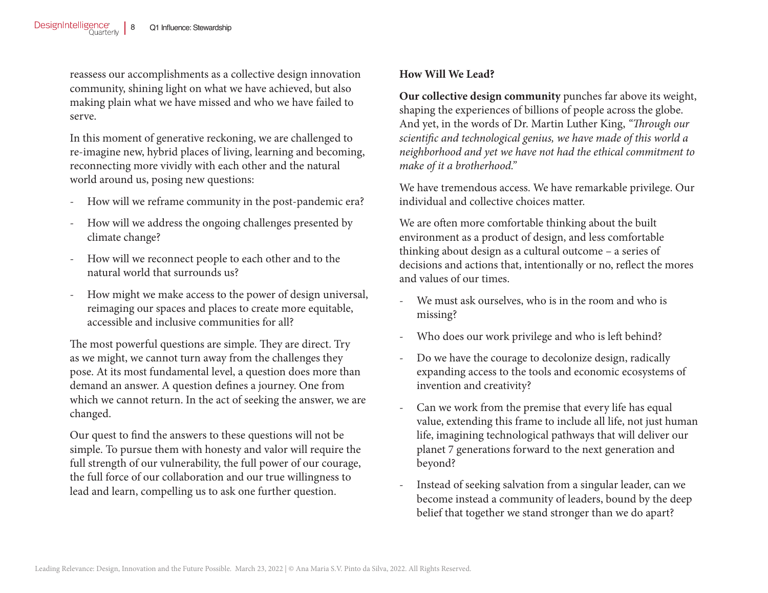reassess our accomplishments as a collective design innovation community, shining light on what we have achieved, but also making plain what we have missed and who we have failed to serve.

In this moment of generative reckoning, we are challenged to re-imagine new, hybrid places of living, learning and becoming, reconnecting more vividly with each other and the natural world around us, posing new questions:

- How will we reframe community in the post-pandemic era?
- How will we address the ongoing challenges presented by climate change?
- How will we reconnect people to each other and to the natural world that surrounds us?
- How might we make access to the power of design universal, reimaging our spaces and places to create more equitable, accessible and inclusive communities for all?

The most powerful questions are simple. They are direct. Try as we might, we cannot turn away from the challenges they pose. At its most fundamental level, a question does more than demand an answer. A question defines a journey. One from which we cannot return. In the act of seeking the answer, we are changed.

Our quest to find the answers to these questions will not be simple. To pursue them with honesty and valor will require the full strength of our vulnerability, the full power of our courage, the full force of our collaboration and our true willingness to lead and learn, compelling us to ask one further question.

**How Will We Lead?**

**Our collective design community** punches far above its weight, shaping the experiences of billions of people across the globe. And yet, in the words of Dr. Martin Luther King, *"Through our scientific and technological genius, we have made of this world a neighborhood and yet we have not had the ethical commitment to make of it a brotherhood."*

We have tremendous access. We have remarkable privilege. Our individual and collective choices matter.

We are often more comfortable thinking about the built environment as a product of design, and less comfortable thinking about design as a cultural outcome – a series of decisions and actions that, intentionally or no, reflect the mores and values of our times.

- We must ask ourselves, who is in the room and who is missing?
- Who does our work privilege and who is left behind?
- Do we have the courage to decolonize design, radically expanding access to the tools and economic ecosystems of invention and creativity?
- Can we work from the premise that every life has equal value, extending this frame to include all life, not just human life, imagining technological pathways that will deliver our planet 7 generations forward to the next generation and beyond?
- Instead of seeking salvation from a singular leader, can we become instead a community of leaders, bound by the deep belief that together we stand stronger than we do apart?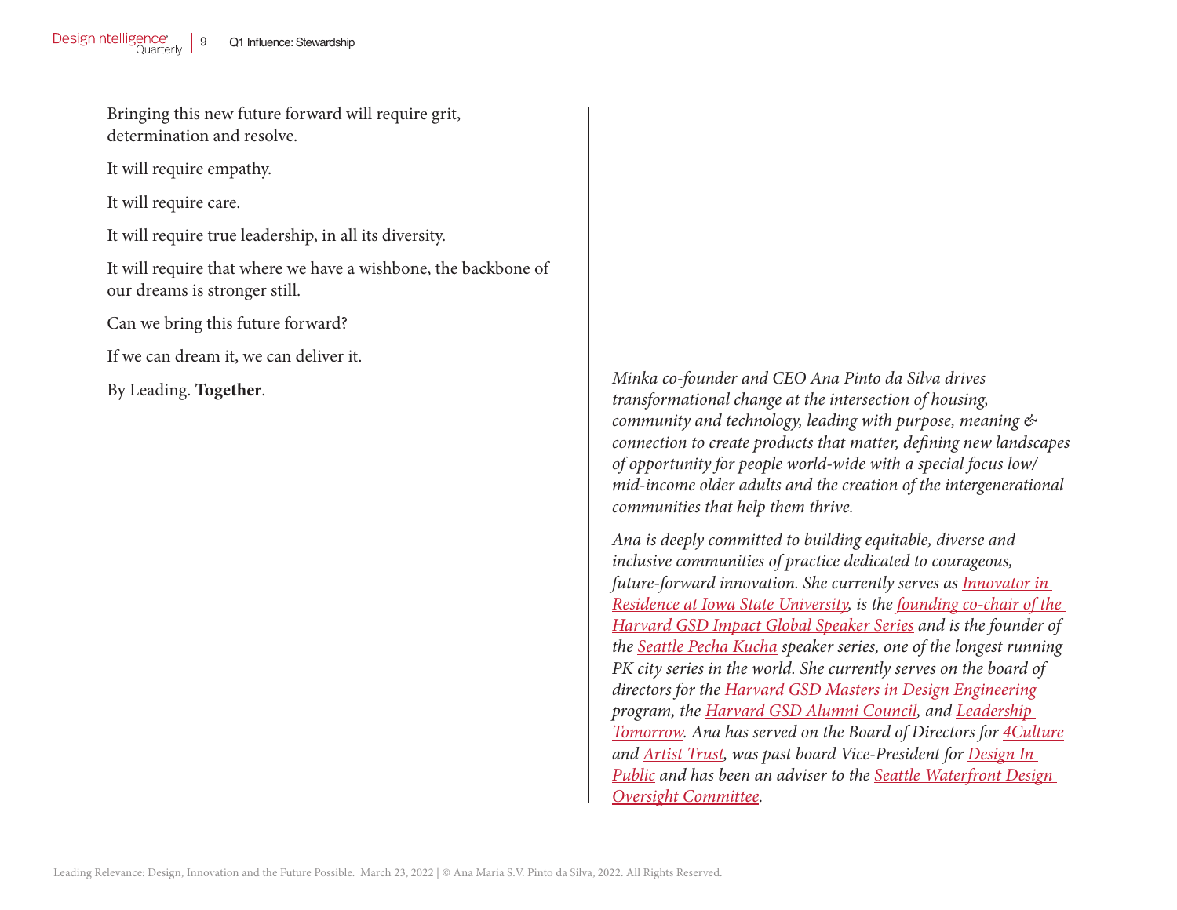Bringing this new future forward will require grit, determination and resolve.

It will require empathy.

It will require care.

It will require true leadership, in all its diversity.

It will require that where we have a wishbone, the backbone of our dreams is stronger still.

Can we bring this future forward?

If we can dream it, we can deliver it.

By Leading. **Together**.

*Minka co-founder and CEO Ana Pinto da Silva drives transformational change at the intersection of housing, community and technology, leading with purpose, meaning & connection to create products that matter, defining new landscapes of opportunity for people world-wide with a special focus low/mid-income older adults and the creation of the intergenerational communities that help them thrive.*

*Ana is deeply committed to building equitable, diverse and inclusive communities of practice dedicated to courageous, future-forward innovation. She currently serves as Innovator in Residence at Iowa State University, is the founding co-chair of the Harvard GSD Impact Global Speaker Series and is the founder of the Seattle Pecha Kucha speaker series, one of the longest running PK city series in the world. She currently serves on the board of directors for the Harvard GSD Masters in Design Engineering program, the Harvard GSD Alumni Council, and Leadership Tomorrow. Ana has served on the Board of Directors for 4Culture and Artist Trust, was past board Vice-President for Design In Public and has been an adviser to the Seattle Waterfront Design Oversight Committee.*